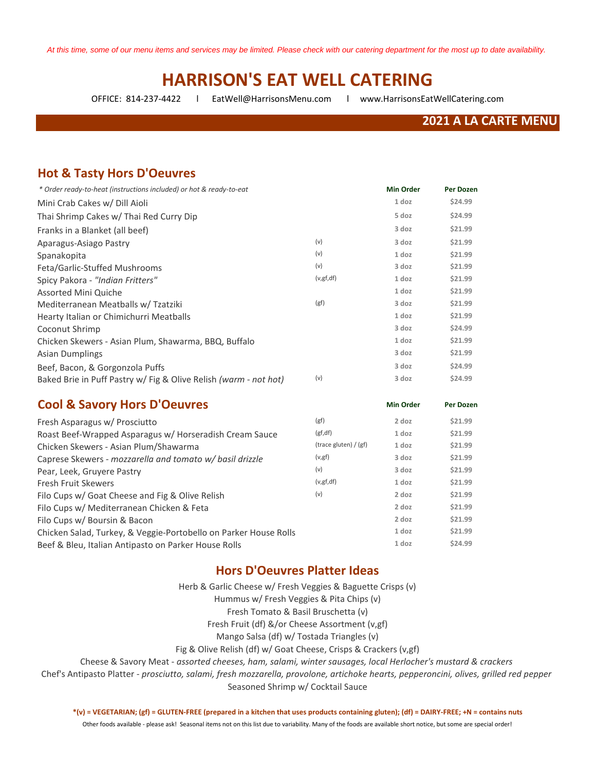*At this time, some of our menu items and services may be limited. Please check with our catering department for the most up to date availability.*

# HARRISON'S EAT WELL CATERING

OFFICE: 814-237-4422 l EatWell@HarrisonsMenu.com l www.HarrisonsEatWellCatering.com

**2021 A LA CARTE MENU**

## Hot & Tasty Hors D'Oeuvres

| *\* Order ready-to-heat (instructions included) or hot & ready-to-eat* | | Min Order | Per Dozen |
|---|---|---|---|
| Mini Crab Cakes w/ Dill Aioli | | 1 doz | $24.99 |
| Thai Shrimp Cakes w/ Thai Red Curry Dip | | 5 doz | $24.99 |
| Franks in a Blanket (all beef) | | 3 doz | $21.99 |
| Aparagus-Asiago Pastry | (v) | 3 doz | $21.99 |
| Spanakopita | (v) | 1 doz | $21.99 |
| Feta/Garlic-Stuffed Mushrooms | (v) | 3 doz | $21.99 |
| Spicy Pakora - *"Indian Fritters"* | (v,gf,df) | 1 doz | $21.99 |
| Assorted Mini Quiche | | 1 doz | $21.99 |
| Mediterranean Meatballs w/ Tzatziki | (gf) | 3 doz | $21.99 |
| Hearty Italian or Chimichurri Meatballs | | 1 doz | $21.99 |
| Coconut Shrimp | | 3 doz | $24.99 |
| Chicken Skewers - Asian Plum, Shawarma, BBQ, Buffalo | | 1 doz | $21.99 |
| Asian Dumplings | | 3 doz | $21.99 |
| Beef, Bacon, & Gorgonzola Puffs | | 3 doz | $24.99 |
| Baked Brie in Puff Pastry w/ Fig & Olive Relish *(warm - not hot)* | (v) | 3 doz | $24.99 |

## Cool & Savory Hors D'Oeuvres

| | | Min Order | Per Dozen |
|---|---|---|---|
| Fresh Asparagus w/ Prosciutto | (gf) | 2 doz | $21.99 |
| Roast Beef-Wrapped Asparagus w/ Horseradish Cream Sauce | (gf,df) | 1 doz | $21.99 |
| Chicken Skewers - Asian Plum/Shawarma | (trace gluten) / (gf) | 1 doz | $21.99 |
| Caprese Skewers - *mozzarella and tomato w/ basil drizzle* | (v,gf) | 3 doz | $21.99 |
| Pear, Leek, Gruyere Pastry | (v) | 3 doz | $21.99 |
| Fresh Fruit Skewers | (v,gf,df) | 1 doz | $21.99 |
| Filo Cups w/ Goat Cheese and Fig & Olive Relish | (v) | 2 doz | $21.99 |
| Filo Cups w/ Mediterranean Chicken & Feta | | 2 doz | $21.99 |
| Filo Cups w/ Boursin & Bacon | | 2 doz | $21.99 |
| Chicken Salad, Turkey, & Veggie-Portobello on Parker House Rolls | | 1 doz | $21.99 |
| Beef & Bleu, Italian Antipasto on Parker House Rolls | | 1 doz | $24.99 |

## Hors D'Oeuvres Platter Ideas

Herb & Garlic Cheese w/ Fresh Veggies & Baguette Crisps (v)
Hummus w/ Fresh Veggies & Pita Chips (v)
Fresh Tomato & Basil Bruschetta (v)
Fresh Fruit (df) &/or Cheese Assortment (v,gf)
Mango Salsa (df) w/ Tostada Triangles (v)
Fig & Olive Relish (df) w/ Goat Cheese, Crisps & Crackers (v,gf)
Cheese & Savory Meat - *assorted cheeses, ham, salami, winter sausages, local Herlocher's mustard & crackers*
Chef's Antipasto Platter - *prosciutto, salami, fresh mozzarella, provolone, artichoke hearts, pepperoncini, olives, grilled red pepper*
Seasoned Shrimp w/ Cocktail Sauce

**\*(v) = VEGETARIAN; (gf) = GLUTEN-FREE (prepared in a kitchen that uses products containing gluten); (df) = DAIRY-FREE; +N = contains nuts**

Other foods available - please ask! Seasonal items not on this list due to variability. Many of the foods are available short notice, but some are special order!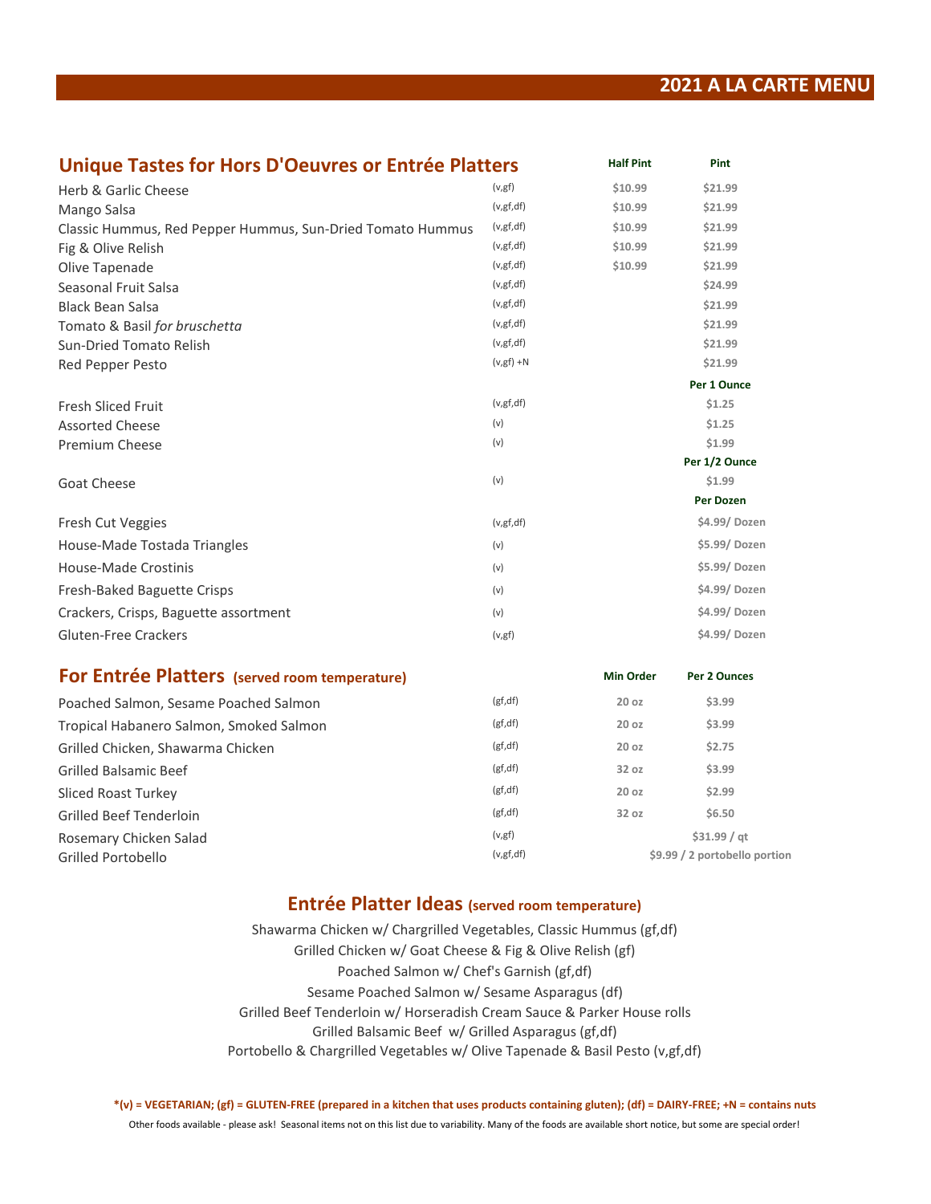# 2021 A LA CARTE MENU

## Unique Tastes for Hors D'Oeuvres or Entrée Platters

| | | Half Pint | Pint |
|---|---|---|---|
| Herb & Garlic Cheese | (v,gf) | $10.99 | $21.99 |
| Mango Salsa | (v,gf,df) | $10.99 | $21.99 |
| Classic Hummus, Red Pepper Hummus, Sun-Dried Tomato Hummus | (v,gf,df) | $10.99 | $21.99 |
| Fig & Olive Relish | (v,gf,df) | $10.99 | $21.99 |
| Olive Tapenade | (v,gf,df) | $10.99 | $21.99 |
| Seasonal Fruit Salsa | (v,gf,df) | | $24.99 |
| Black Bean Salsa | (v,gf,df) | | $21.99 |
| Tomato & Basil *for bruschetta* | (v,gf,df) | | $21.99 |
| Sun-Dried Tomato Relish | (v,gf,df) | | $21.99 |
| Red Pepper Pesto | (v,gf) +N | | $21.99 |
| | | | **Per 1 Ounce** |
| Fresh Sliced Fruit | (v,gf,df) | | $1.25 |
| Assorted Cheese | (v) | | $1.25 |
| Premium Cheese | (v) | | $1.99 |
| | | | **Per 1/2 Ounce** |
| Goat Cheese | (v) | | $1.99 |
| | | | **Per Dozen** |
| Fresh Cut Veggies | (v,gf,df) | | $4.99/ Dozen |
| House-Made Tostada Triangles | (v) | | $5.99/ Dozen |
| House-Made Crostinis | (v) | | $5.99/ Dozen |
| Fresh-Baked Baguette Crisps | (v) | | $4.99/ Dozen |
| Crackers, Crisps, Baguette assortment | (v) | | $4.99/ Dozen |
| Gluten-Free Crackers | (v,gf) | | $4.99/ Dozen |

## For Entrée Platters (served room temperature)

| | | Min Order | Per 2 Ounces |
|---|---|---|---|
| Poached Salmon, Sesame Poached Salmon | (gf,df) | 20 oz | $3.99 |
| Tropical Habanero Salmon, Smoked Salmon | (gf,df) | 20 oz | $3.99 |
| Grilled Chicken, Shawarma Chicken | (gf,df) | 20 oz | $2.75 |
| Grilled Balsamic Beef | (gf,df) | 32 oz | $3.99 |
| Sliced Roast Turkey | (gf,df) | 20 oz | $2.99 |
| Grilled Beef Tenderloin | (gf,df) | 32 oz | $6.50 |
| Rosemary Chicken Salad | (v,gf) | | $31.99 / qt |
| Grilled Portobello | (v,gf,df) | | $9.99 / 2 portobello portion |

## Entrée Platter Ideas (served room temperature)

Shawarma Chicken w/ Chargrilled Vegetables, Classic Hummus (gf,df)

Grilled Chicken w/ Goat Cheese & Fig & Olive Relish (gf)

Poached Salmon w/ Chef's Garnish (gf,df)

Sesame Poached Salmon w/ Sesame Asparagus (df)

Grilled Beef Tenderloin w/ Horseradish Cream Sauce & Parker House rolls

Grilled Balsamic Beef w/ Grilled Asparagus (gf,df)

Portobello & Chargrilled Vegetables w/ Olive Tapenade & Basil Pesto (v,gf,df)

**\*(v) = VEGETARIAN; (gf) = GLUTEN-FREE (prepared in a kitchen that uses products containing gluten); (df) = DAIRY-FREE; +N = contains nuts**

Other foods available - please ask! Seasonal items not on this list due to variability. Many of the foods are available short notice, but some are special order!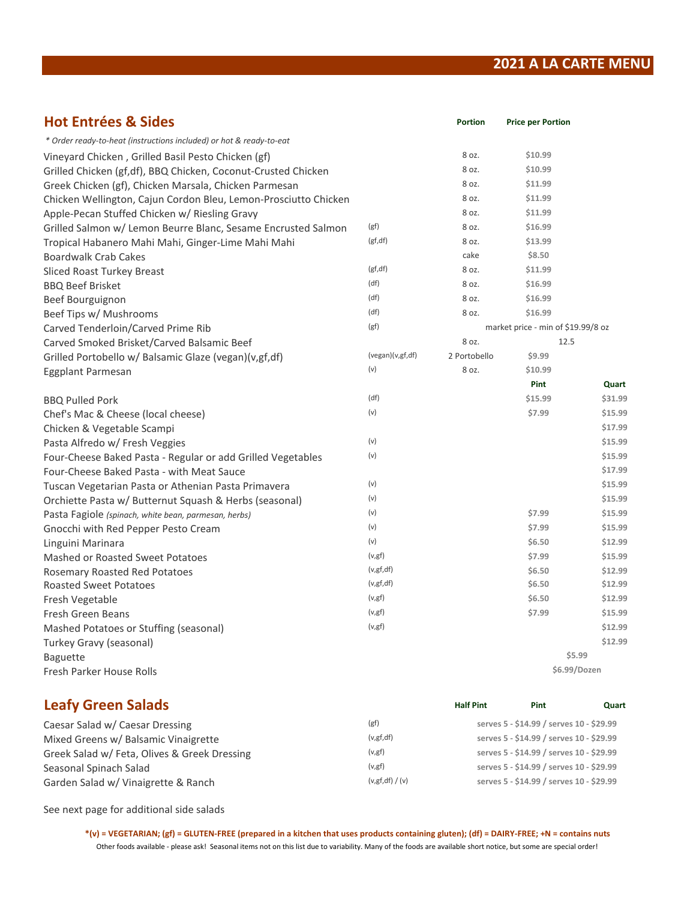# 2021 A LA CARTE MENU

## Hot Entrées & Sides

*\* Order ready-to-heat (instructions included) or hot & ready-to-eat*

| Item | Diet | Portion | Price per Portion |
|---|---|---|---|
| Vineyard Chicken , Grilled Basil Pesto Chicken (gf) | | 8 oz. | $10.99 |
| Grilled Chicken (gf,df), BBQ Chicken, Coconut-Crusted Chicken | | 8 oz. | $10.99 |
| Greek Chicken (gf), Chicken Marsala, Chicken Parmesan | | 8 oz. | $11.99 |
| Chicken Wellington, Cajun Cordon Bleu, Lemon-Prosciutto Chicken | | 8 oz. | $11.99 |
| Apple-Pecan Stuffed Chicken w/ Riesling Gravy | | 8 oz. | $11.99 |
| Grilled Salmon w/ Lemon Beurre Blanc, Sesame Encrusted Salmon | (gf) | 8 oz. | $16.99 |
| Tropical Habanero Mahi Mahi, Ginger-Lime Mahi Mahi | (gf,df) | 8 oz. | $13.99 |
| Boardwalk Crab Cakes | | cake | $8.50 |
| Sliced Roast Turkey Breast | (gf,df) | 8 oz. | $11.99 |
| BBQ Beef Brisket | (df) | 8 oz. | $16.99 |
| Beef Bourguignon | (df) | 8 oz. | $16.99 |
| Beef Tips w/ Mushrooms | (df) | 8 oz. | $16.99 |
| Carved Tenderloin/Carved Prime Rib | (gf) | | market price - min of $19.99/8 oz |
| Carved Smoked Brisket/Carved Balsamic Beef | | 8 oz. | 12.5 |
| Grilled Portobello w/ Balsamic Glaze (vegan)(v,gf,df) | (vegan)(v,gf,df) | 2 Portobello | $9.99 |
| Eggplant Parmesan | (v) | 8 oz. | $10.99 |

| Item | Diet | Pint | Quart |
|---|---|---|---|
| BBQ Pulled Pork | (df) | $15.99 | $31.99 |
| Chef's Mac & Cheese (local cheese) | (v) | $7.99 | $15.99 |
| Chicken & Vegetable Scampi | | | $17.99 |
| Pasta Alfredo w/ Fresh Veggies | (v) | | $15.99 |
| Four-Cheese Baked Pasta - Regular or add Grilled Vegetables | (v) | | $15.99 |
| Four-Cheese Baked Pasta - with Meat Sauce | | | $17.99 |
| Tuscan Vegetarian Pasta or Athenian Pasta Primavera | (v) | | $15.99 |
| Orchiette Pasta w/ Butternut Squash & Herbs (seasonal) | (v) | | $15.99 |
| Pasta Fagiole *(spinach, white bean, parmesan, herbs)* | (v) | $7.99 | $15.99 |
| Gnocchi with Red Pepper Pesto Cream | (v) | $7.99 | $15.99 |
| Linguini Marinara | (v) | $6.50 | $12.99 |
| Mashed or Roasted Sweet Potatoes | (v,gf) | $7.99 | $15.99 |
| Rosemary Roasted Red Potatoes | (v,gf,df) | $6.50 | $12.99 |
| Roasted Sweet Potatoes | (v,gf,df) | $6.50 | $12.99 |
| Fresh Vegetable | (v,gf) | $6.50 | $12.99 |
| Fresh Green Beans | (v,gf) | $7.99 | $15.99 |
| Mashed Potatoes or Stuffing (seasonal) | (v,gf) | | $12.99 |
| Turkey Gravy (seasonal) | | | $12.99 |
| Baguette | | $5.99 | |
| Fresh Parker House Rolls | | $6.99/Dozen | |

## Leafy Green Salads

| Item | Diet | Half Pint / Pint / Quart |
|---|---|---|
| Caesar Salad w/ Caesar Dressing | (gf) | serves 5 - $14.99 / serves 10 - $29.99 |
| Mixed Greens w/ Balsamic Vinaigrette | (v,gf,df) | serves 5 - $14.99 / serves 10 - $29.99 |
| Greek Salad w/ Feta, Olives & Greek Dressing | (v,gf) | serves 5 - $14.99 / serves 10 - $29.99 |
| Seasonal Spinach Salad | (v,gf) | serves 5 - $14.99 / serves 10 - $29.99 |
| Garden Salad w/ Vinaigrette & Ranch | (v,gf,df) / (v) | serves 5 - $14.99 / serves 10 - $29.99 |

See next page for additional side salads

**\*(v) = VEGETARIAN; (gf) = GLUTEN-FREE (prepared in a kitchen that uses products containing gluten); (df) = DAIRY-FREE; +N = contains nuts**

Other foods available - please ask! Seasonal items not on this list due to variability. Many of the foods are available short notice, but some are special order!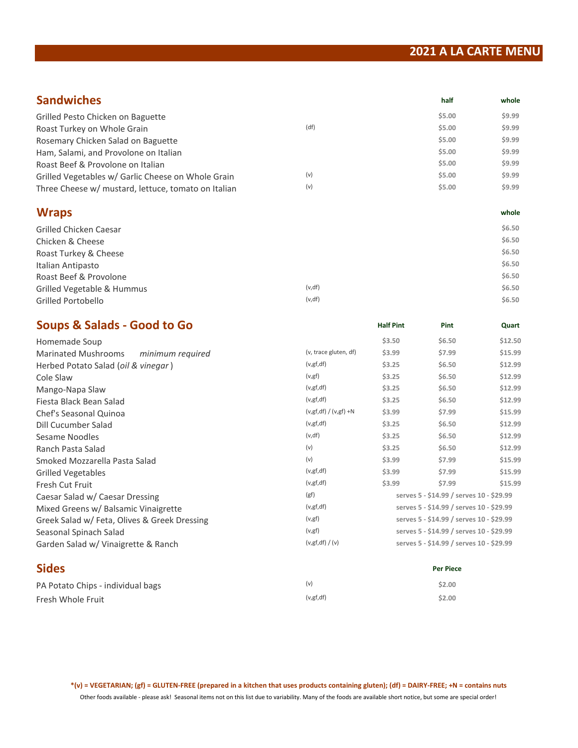# 2021 A LA CARTE MENU

## Sandwiches

| | | half | whole |
|---|---|---|---|
| Grilled Pesto Chicken on Baguette | | $5.00 | $9.99 |
| Roast Turkey on Whole Grain | (df) | $5.00 | $9.99 |
| Rosemary Chicken Salad on Baguette | | $5.00 | $9.99 |
| Ham, Salami, and Provolone on Italian | | $5.00 | $9.99 |
| Roast Beef & Provolone on Italian | | $5.00 | $9.99 |
| Grilled Vegetables w/ Garlic Cheese on Whole Grain | (v) | $5.00 | $9.99 |
| Three Cheese w/ mustard, lettuce, tomato on Italian | (v) | $5.00 | $9.99 |

## Wraps

| | | whole |
|---|---|---|
| Grilled Chicken Caesar | | $6.50 |
| Chicken & Cheese | | $6.50 |
| Roast Turkey & Cheese | | $6.50 |
| Italian Antipasto | | $6.50 |
| Roast Beef & Provolone | | $6.50 |
| Grilled Vegetable & Hummus | (v,df) | $6.50 |
| Grilled Portobello | (v,df) | $6.50 |

## Soups & Salads - Good to Go

| | | Half Pint | Pint | Quart |
|---|---|---|---|---|
| Homemade Soup | | $3.50 | $6.50 | $12.50 |
| Marinated Mushrooms *minimum required* | (v, trace gluten, df) | $3.99 | $7.99 | $15.99 |
| Herbed Potato Salad (*oil & vinegar*) | (v,gf,df) | $3.25 | $6.50 | $12.99 |
| Cole Slaw | (v,gf) | $3.25 | $6.50 | $12.99 |
| Mango-Napa Slaw | (v,gf,df) | $3.25 | $6.50 | $12.99 |
| Fiesta Black Bean Salad | (v,gf,df) | $3.25 | $6.50 | $12.99 |
| Chef's Seasonal Quinoa | (v,gf,df) / (v,gf) +N | $3.99 | $7.99 | $15.99 |
| Dill Cucumber Salad | (v,gf,df) | $3.25 | $6.50 | $12.99 |
| Sesame Noodles | (v,df) | $3.25 | $6.50 | $12.99 |
| Ranch Pasta Salad | (v) | $3.25 | $6.50 | $12.99 |
| Smoked Mozzarella Pasta Salad | (v) | $3.99 | $7.99 | $15.99 |
| Grilled Vegetables | (v,gf,df) | $3.99 | $7.99 | $15.99 |
| Fresh Cut Fruit | (v,gf,df) | $3.99 | $7.99 | $15.99 |
| Caesar Salad w/ Caesar Dressing | (gf) | serves 5 - $14.99 / serves 10 - $29.99 | | |
| Mixed Greens w/ Balsamic Vinaigrette | (v,gf,df) | serves 5 - $14.99 / serves 10 - $29.99 | | |
| Greek Salad w/ Feta, Olives & Greek Dressing | (v,gf) | serves 5 - $14.99 / serves 10 - $29.99 | | |
| Seasonal Spinach Salad | (v,gf) | serves 5 - $14.99 / serves 10 - $29.99 | | |
| Garden Salad w/ Vinaigrette & Ranch | (v,gf,df) / (v) | serves 5 - $14.99 / serves 10 - $29.99 | | |

## Sides

| | | Per Piece |
|---|---|---|
| PA Potato Chips - individual bags | (v) | $2.00 |
| Fresh Whole Fruit | (v,gf,df) | $2.00 |

***(v) = VEGETARIAN; (gf) = GLUTEN-FREE (prepared in a kitchen that uses products containing gluten); (df) = DAIRY-FREE; +N = contains nuts**

Other foods available - please ask! Seasonal items not on this list due to variability. Many of the foods are available short notice, but some are special order!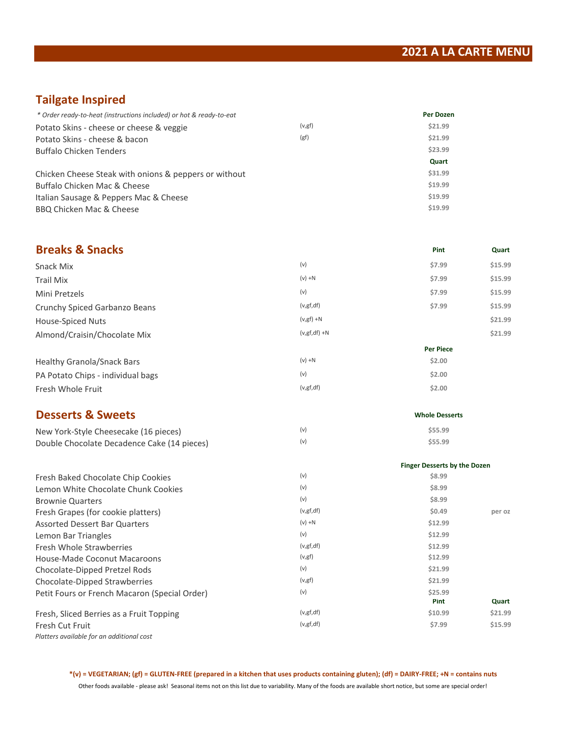# 2021 A LA CARTE MENU

## Tailgate Inspired

*\* Order ready-to-heat (instructions included) or hot & ready-to-eat*

| | | Per Dozen |
|---|---|---|
| Potato Skins - cheese or cheese & veggie | (v,gf) | $21.99 |
| Potato Skins - cheese & bacon | (gf) | $21.99 |
| Buffalo Chicken Tenders | | $23.99 |
| | | **Quart** |
| Chicken Cheese Steak with onions & peppers or without | | $31.99 |
| Buffalo Chicken Mac & Cheese | | $19.99 |
| Italian Sausage & Peppers Mac & Cheese | | $19.99 |
| BBQ Chicken Mac & Cheese | | $19.99 |

## Breaks & Snacks

| | | Pint | Quart |
|---|---|---|---|
| Snack Mix | (v) | $7.99 | $15.99 |
| Trail Mix | (v) +N | $7.99 | $15.99 |
| Mini Pretzels | (v) | $7.99 | $15.99 |
| Crunchy Spiced Garbanzo Beans | (v,gf,df) | $7.99 | $15.99 |
| House-Spiced Nuts | (v,gf) +N | | $21.99 |
| Almond/Craisin/Chocolate Mix | (v,gf,df) +N | | $21.99 |
| | | **Per Piece** | |
| Healthy Granola/Snack Bars | (v) +N | $2.00 | |
| PA Potato Chips - individual bags | (v) | $2.00 | |
| Fresh Whole Fruit | (v,gf,df) | $2.00 | |

## Desserts & Sweets

| | | Whole Desserts | |
|---|---|---|---|
| New York-Style Cheesecake (16 pieces) | (v) | $55.99 | |
| Double Chocolate Decadence Cake (14 pieces) | (v) | $55.99 | |
| | | **Finger Desserts by the Dozen** | |
| Fresh Baked Chocolate Chip Cookies | (v) | $8.99 | |
| Lemon White Chocolate Chunk Cookies | (v) | $8.99 | |
| Brownie Quarters | (v) | $8.99 | |
| Fresh Grapes (for cookie platters) | (v,gf,df) | $0.49 | per oz |
| Assorted Dessert Bar Quarters | (v) +N | $12.99 | |
| Lemon Bar Triangles | (v) | $12.99 | |
| Fresh Whole Strawberries | (v,gf,df) | $12.99 | |
| House-Made Coconut Macaroons | (v,gf) | $12.99 | |
| Chocolate-Dipped Pretzel Rods | (v) | $21.99 | |
| Chocolate-Dipped Strawberries | (v,gf) | $21.99 | |
| Petit Fours or French Macaron (Special Order) | (v) | $25.99 | |
| | | **Pint** | **Quart** |
| Fresh, Sliced Berries as a Fruit Topping | (v,gf,df) | $10.99 | $21.99 |
| Fresh Cut Fruit | (v,gf,df) | $7.99 | $15.99 |

*Platters available for an additional cost*

**\*(v) = VEGETARIAN; (gf) = GLUTEN-FREE (prepared in a kitchen that uses products containing gluten); (df) = DAIRY-FREE; +N = contains nuts**

Other foods available - please ask! Seasonal items not on this list due to variability. Many of the foods are available short notice, but some are special order!